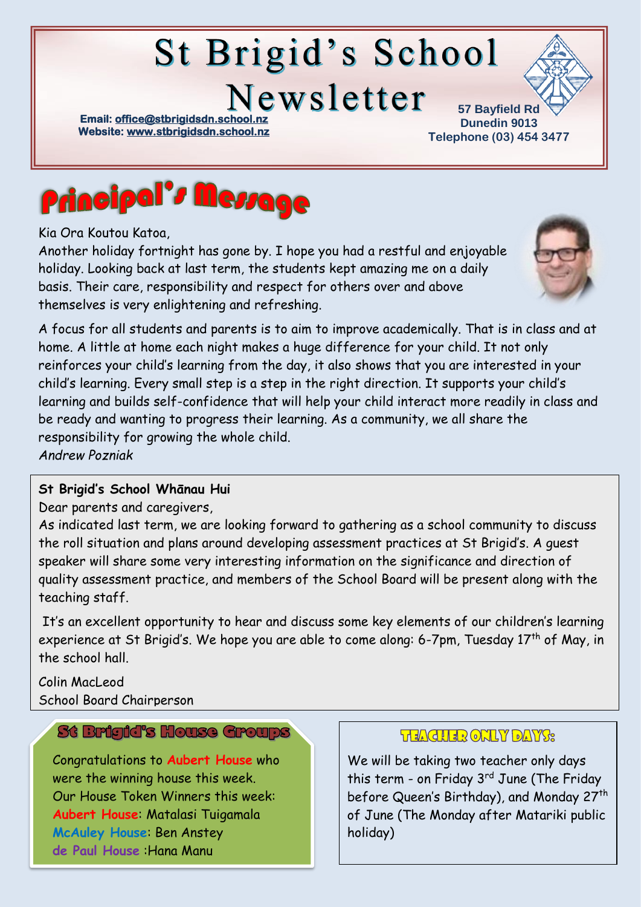# St Brigid's School Newsletter

Email: office@stbrigidsdn.school.nz
Website: www.stbrigidsdn.school.nz

57 Bayfield Rd
Dunedin 9013
Telephone (03) 454 3477

## Principal's Message

Kia Ora Koutou Katoa,

Another holiday fortnight has gone by. I hope you had a restful and enjoyable holiday. Looking back at last term, the students kept amazing me on a daily basis. Their care, responsibility and respect for others over and above themselves is very enlightening and refreshing.

A focus for all students and parents is to aim to improve academically. That is in class and at home. A little at home each night makes a huge difference for your child. It not only reinforces your child's learning from the day, it also shows that you are interested in your child's learning. Every small step is a step in the right direction. It supports your child's learning and builds self-confidence that will help your child interact more readily in class and be ready and wanting to progress their learning. As a community, we all share the responsibility for growing the whole child.

*Andrew Pozniak*

**St Brigid's School Whānau Hui**

Dear parents and caregivers,

As indicated last term, we are looking forward to gathering as a school community to discuss the roll situation and plans around developing assessment practices at St Brigid's. A guest speaker will share some very interesting information on the significance and direction of quality assessment practice, and members of the School Board will be present along with the teaching staff.

It's an excellent opportunity to hear and discuss some key elements of our children's learning experience at St Brigid's. We hope you are able to come along: 6-7pm, Tuesday 17th of May, in the school hall.

Colin MacLeod
School Board Chairperson

### St Brigid's House Groups

Congratulations to Aubert House who were the winning house this week.
Our House Token Winners this week:
Aubert House: Matalasi Tuigamala
McAuley House: Ben Anstey
de Paul House :Hana Manu

### TEACHER ONLY DAYS:

We will be taking two teacher only days this term - on Friday 3rd June (The Friday before Queen's Birthday), and Monday 27th of June (The Monday after Matariki public holiday)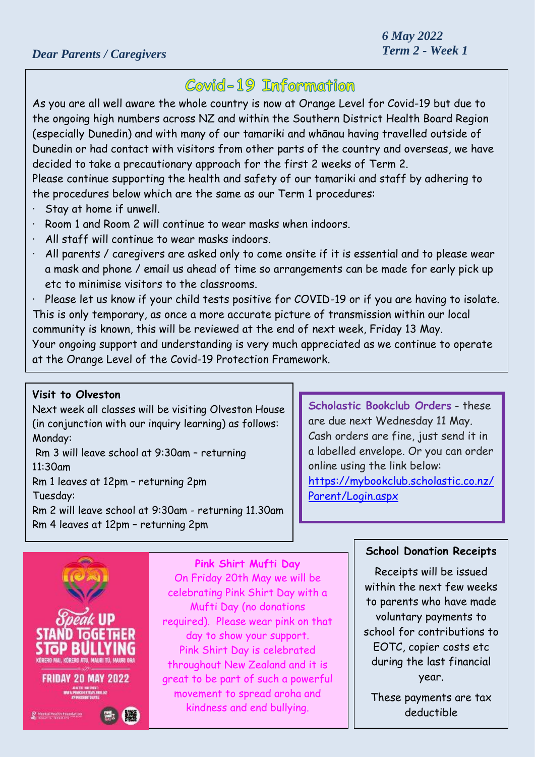*6 May 2022*
*Term 2 - Week 1*

*Dear Parents / Caregivers*

## Covid-19 Information

As you are all well aware the whole country is now at Orange Level for Covid-19 but due to the ongoing high numbers across NZ and within the Southern District Health Board Region (especially Dunedin) and with many of our tamariki and whānau having travelled outside of Dunedin or had contact with visitors from other parts of the country and overseas, we have decided to take a precautionary approach for the first 2 weeks of Term 2.

Please continue supporting the health and safety of our tamariki and staff by adhering to the procedures below which are the same as our Term 1 procedures:

- Stay at home if unwell.
- Room 1 and Room 2 will continue to wear masks when indoors.
- All staff will continue to wear masks indoors.
- All parents / caregivers are asked only to come onsite if it is essential and to please wear a mask and phone / email us ahead of time so arrangements can be made for early pick up etc to minimise visitors to the classrooms.
- Please let us know if your child tests positive for COVID-19 or if you are having to isolate.

This is only temporary, as once a more accurate picture of transmission within our local community is known, this will be reviewed at the end of next week, Friday 13 May.

Your ongoing support and understanding is very much appreciated as we continue to operate at the Orange Level of the Covid-19 Protection Framework.

**Visit to Olveston**

Next week all classes will be visiting Olveston House (in conjunction with our inquiry learning) as follows:

Monday:
Rm 3 will leave school at 9:30am – returning 11:30am
Rm 1 leaves at 12pm – returning 2pm

Tuesday:
Rm 2 will leave school at 9:30am - returning 11.30am
Rm 4 leaves at 12pm – returning 2pm

**Scholastic Bookclub Orders** - these are due next Wednesday 11 May. Cash orders are fine, just send it in a labelled envelope. Or you can order online using the link below:
https://mybookclub.scholastic.co.nz/Parent/Login.aspx

**Pink Shirt Mufti Day**

On Friday 20th May we will be celebrating Pink Shirt Day with a Mufti Day (no donations required). Please wear pink on that day to show your support. Pink Shirt Day is celebrated throughout New Zealand and it is great to be part of such a powerful movement to spread aroha and kindness and end bullying.

**School Donation Receipts**

Receipts will be issued within the next few weeks to parents who have made voluntary payments to school for contributions to EOTC, copier costs etc during the last financial year.

These payments are tax deductible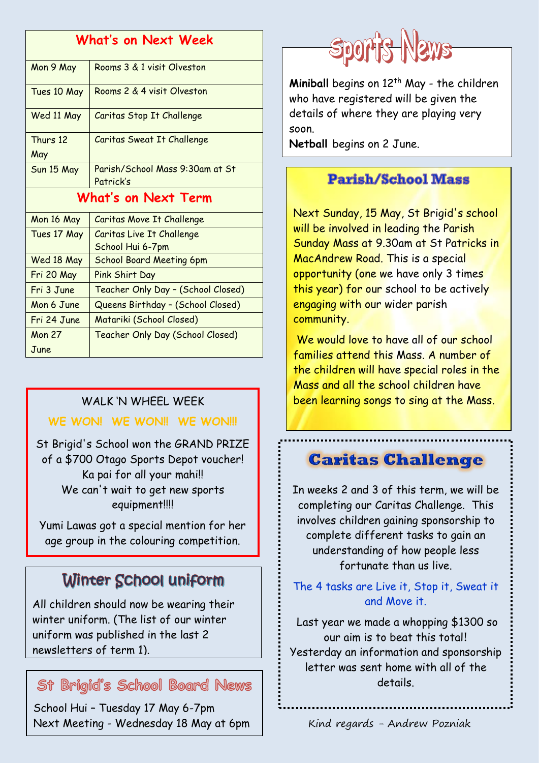## What's on Next Week

| Date | Event |
|---|---|
| Mon 9 May | Rooms 3 & 1 visit Olveston |
| Tues 10 May | Rooms 2 & 4 visit Olveston |
| Wed 11 May | Caritas Stop It Challenge |
| Thurs 12 May | Caritas Sweat It Challenge |
| Sun 15 May | Parish/School Mass 9:30am at St Patrick's |

## What's on Next Term

| Date | Event |
|---|---|
| Mon 16 May | Caritas Move It Challenge |
| Tues 17 May | Caritas Live It Challenge<br>School Hui 6-7pm |
| Wed 18 May | School Board Meeting 6pm |
| Fri 20 May | Pink Shirt Day |
| Fri 3 June | Teacher Only Day – (School Closed) |
| Mon 6 June | Queens Birthday – (School Closed) |
| Fri 24 June | Matariki (School Closed) |
| Mon 27 June | Teacher Only Day (School Closed) |

## WALK 'N WHEEL WEEK

**WE WON! WE WON!! WE WON!!!**

St Brigid's School won the GRAND PRIZE of a $700 Otago Sports Depot voucher! Ka pai for all your mahi!! We can't wait to get new sports equipment!!!!

Yumi Lawas got a special mention for her age group in the colouring competition.

## Winter School uniform

All children should now be wearing their winter uniform. (The list of our winter uniform was published in the last 2 newsletters of term 1).

## St Brigid's School Board News

School Hui – Tuesday 17 May 6-7pm
Next Meeting - Wednesday 18 May at 6pm

## Sports News

**Miniball** begins on 12th May - the children who have registered will be given the details of where they are playing very soon.

**Netball** begins on 2 June.

## Parish/School Mass

Next Sunday, 15 May, St Brigid's school will be involved in leading the Parish Sunday Mass at 9.30am at St Patricks in MacAndrew Road. This is a special opportunity (one we have only 3 times this year) for our school to be actively engaging with our wider parish community.

We would love to have all of our school families attend this Mass. A number of the children will have special roles in the Mass and all the school children have been learning songs to sing at the Mass.

## Caritas Challenge

In weeks 2 and 3 of this term, we will be completing our Caritas Challenge. This involves children gaining sponsorship to complete different tasks to gain an understanding of how people less fortunate than us live.

The 4 tasks are Live it, Stop it, Sweat it and Move it.

Last year we made a whopping $1300 so our aim is to beat this total! Yesterday an information and sponsorship letter was sent home with all of the details.

*Kind regards – Andrew Pozniak*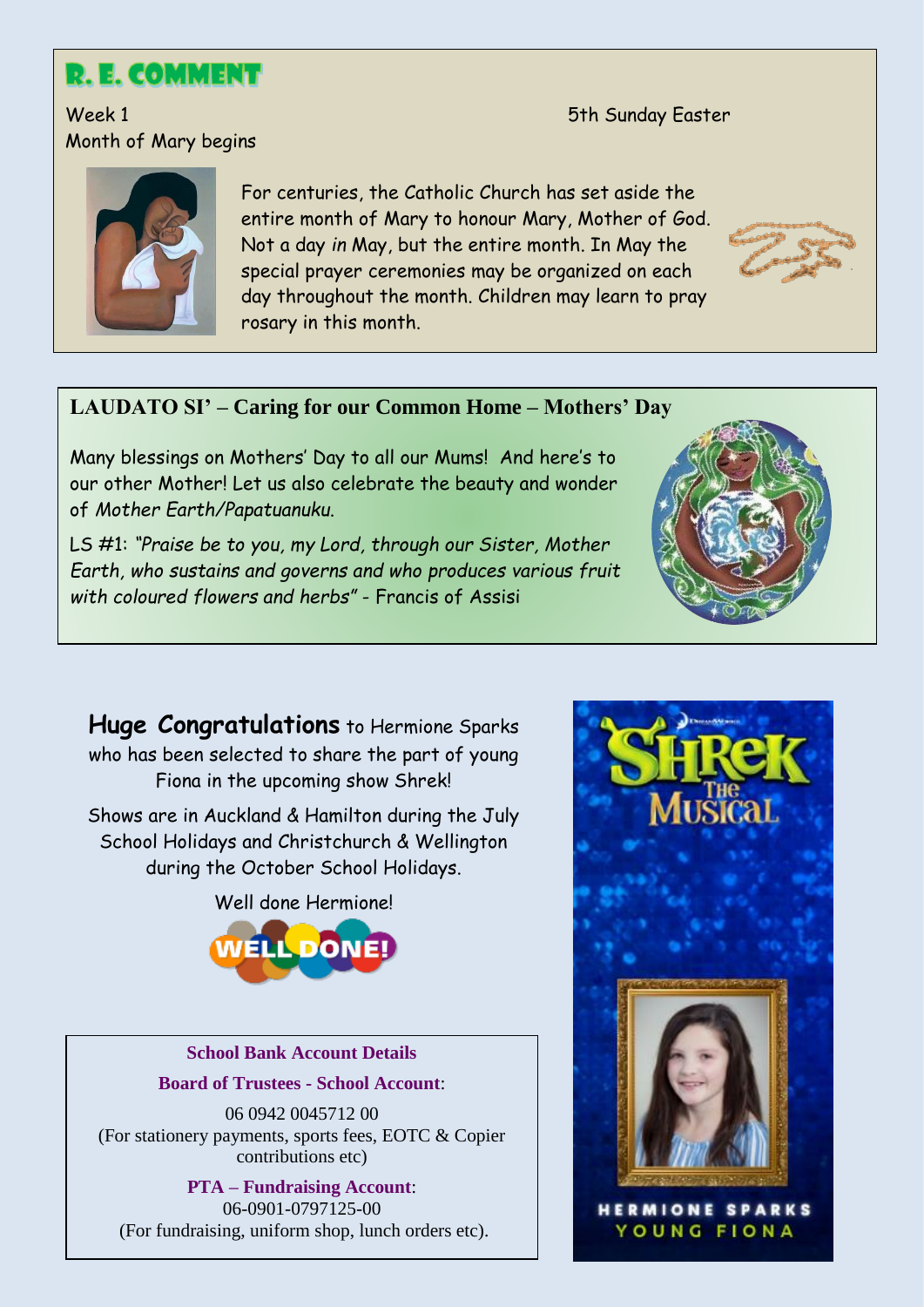## R. E. COMMENT

Week 1 5th Sunday Easter

Month of Mary begins

For centuries, the Catholic Church has set aside the entire month of Mary to honour Mary, Mother of God. Not a day *in* May, but the entire month. In May the special prayer ceremonies may be organized on each day throughout the month. Children may learn to pray rosary in this month.

## LAUDATO SI' – Caring for our Common Home – Mothers' Day

Many blessings on Mothers' Day to all our Mums! And here's to our other Mother! Let us also celebrate the beauty and wonder of *Mother Earth/Papatuanuku.*

LS #1: *"Praise be to you, my Lord, through our Sister, Mother Earth, who sustains and governs and who produces various fruit with coloured flowers and herbs"* - Francis of Assisi

**Huge Congratulations** to Hermione Sparks who has been selected to share the part of young Fiona in the upcoming show Shrek!

Shows are in Auckland & Hamilton during the July School Holidays and Christchurch & Wellington during the October School Holidays.

Well done Hermione!

WELL DONE!

SHREK The Musical

HERMIONE SPARKS
YOUNG FIONA

**School Bank Account Details**

**Board of Trustees - School Account**:

06 0942 0045712 00
(For stationery payments, sports fees, EOTC & Copier contributions etc)

**PTA – Fundraising Account**:
06-0901-0797125-00
(For fundraising, uniform shop, lunch orders etc).